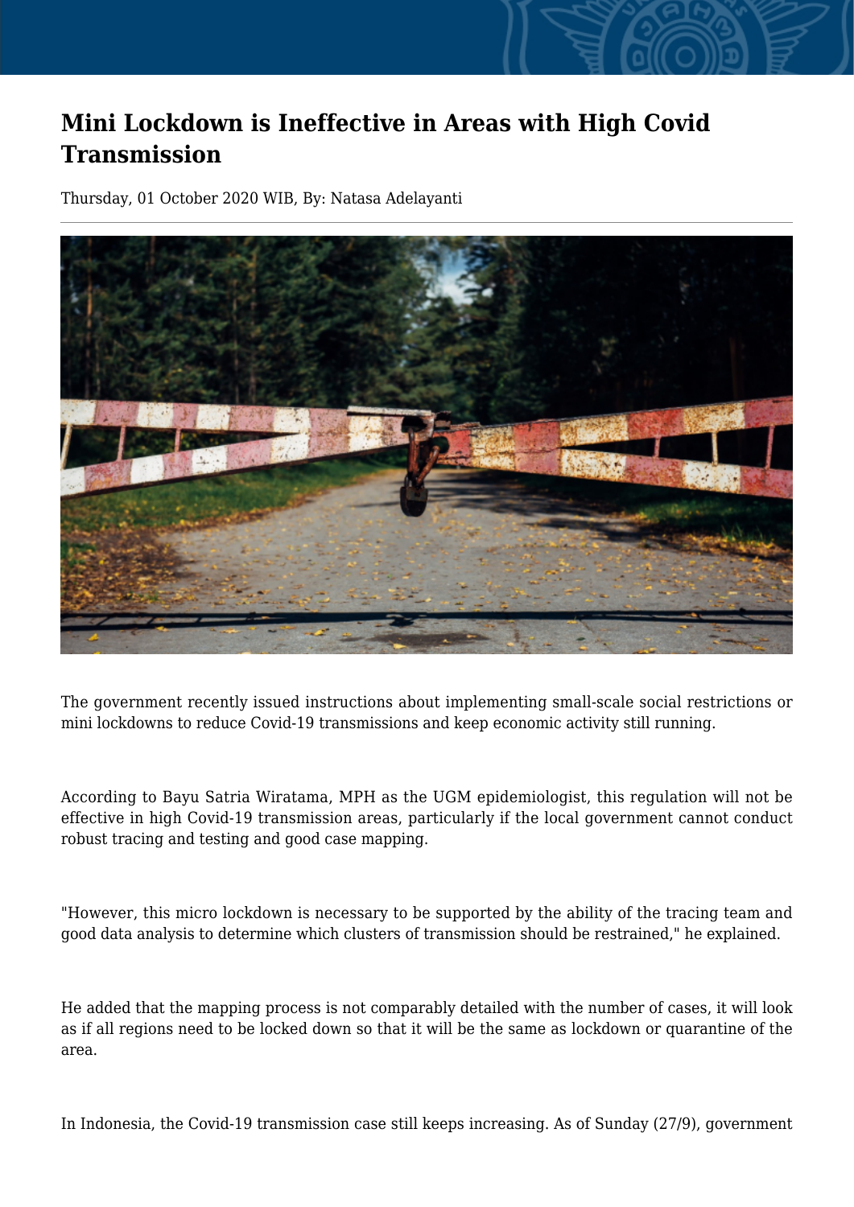# Mini Lockdown is Ineffective in Areas with High Covid Transmission

Thursday, 01 October 2020 WIB, By: Natasa Adelayanti

The government recently issued instructions about implementing small-scale social restrictions or mini lockdowns to reduce Covid-19 transmissions and keep economic activity still running.

According to Bayu Satria Wiratama, MPH as the UGM epidemiologist, this regulation will not be effective in high Covid-19 transmission areas, particularly if the local government cannot conduct robust tracing and testing and good case mapping.

"However, this micro lockdown is necessary to be supported by the ability of the tracing team and good data analysis to determine which clusters of transmission should be restrained," he explained.

He added that the mapping process is not comparably detailed with the number of cases, it will look as if all regions need to be locked down so that it will be the same as lockdown or quarantine of the area.

In Indonesia, the Covid-19 transmission case still keeps increasing. As of Sunday (27/9), government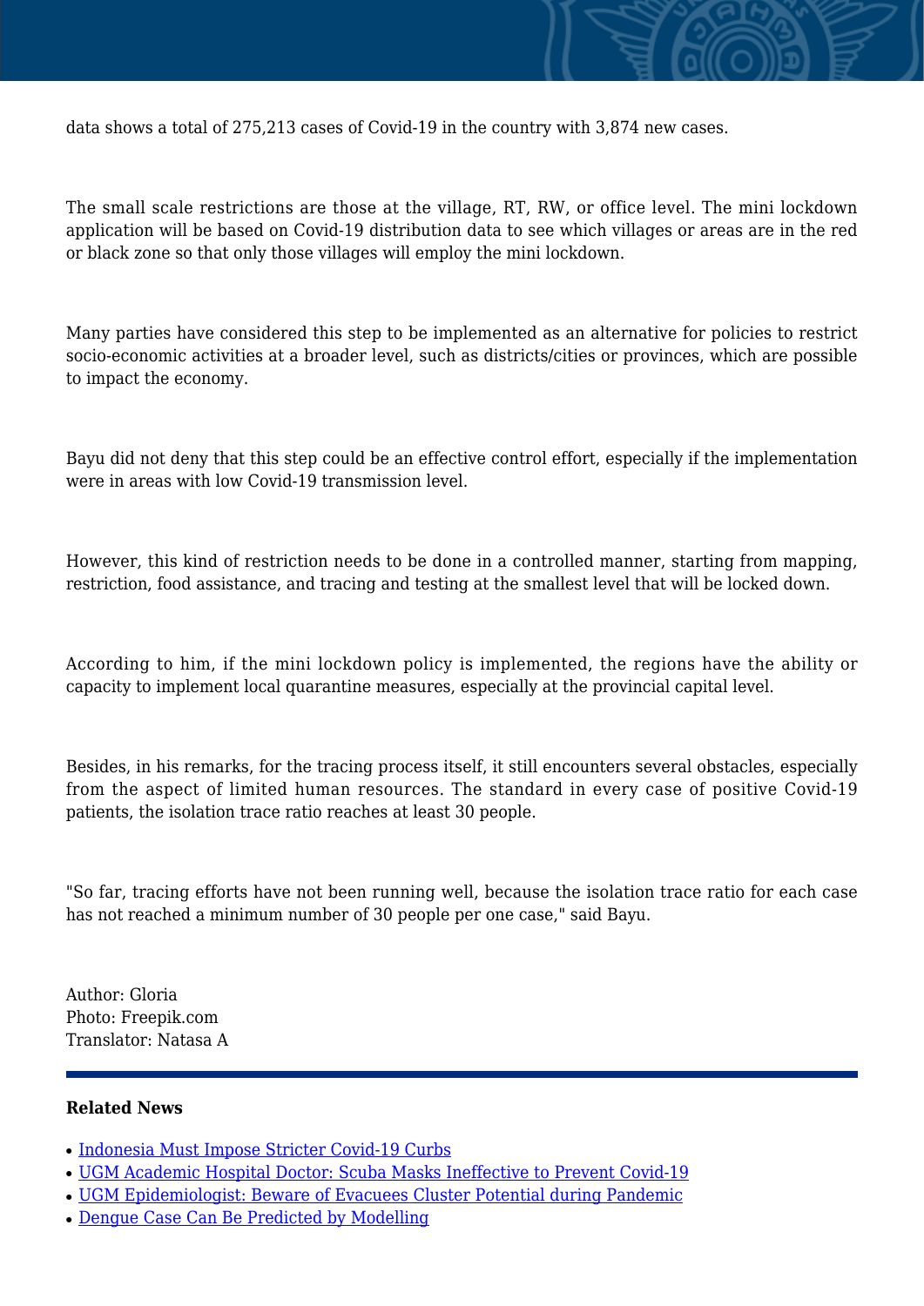data shows a total of 275,213 cases of Covid-19 in the country with 3,874 new cases.

The small scale restrictions are those at the village, RT, RW, or office level. The mini lockdown application will be based on Covid-19 distribution data to see which villages or areas are in the red or black zone so that only those villages will employ the mini lockdown.

Many parties have considered this step to be implemented as an alternative for policies to restrict socio-economic activities at a broader level, such as districts/cities or provinces, which are possible to impact the economy.

Bayu did not deny that this step could be an effective control effort, especially if the implementation were in areas with low Covid-19 transmission level.

However, this kind of restriction needs to be done in a controlled manner, starting from mapping, restriction, food assistance, and tracing and testing at the smallest level that will be locked down.

According to him, if the mini lockdown policy is implemented, the regions have the ability or capacity to implement local quarantine measures, especially at the provincial capital level.

Besides, in his remarks, for the tracing process itself, it still encounters several obstacles, especially from the aspect of limited human resources. The standard in every case of positive Covid-19 patients, the isolation trace ratio reaches at least 30 people.

"So far, tracing efforts have not been running well, because the isolation trace ratio for each case has not reached a minimum number of 30 people per one case," said Bayu.

Author: Gloria
Photo: Freepik.com
Translator: Natasa A

**Related News**

- Indonesia Must Impose Stricter Covid-19 Curbs
- UGM Academic Hospital Doctor: Scuba Masks Ineffective to Prevent Covid-19
- UGM Epidemiologist: Beware of Evacuees Cluster Potential during Pandemic
- Dengue Case Can Be Predicted by Modelling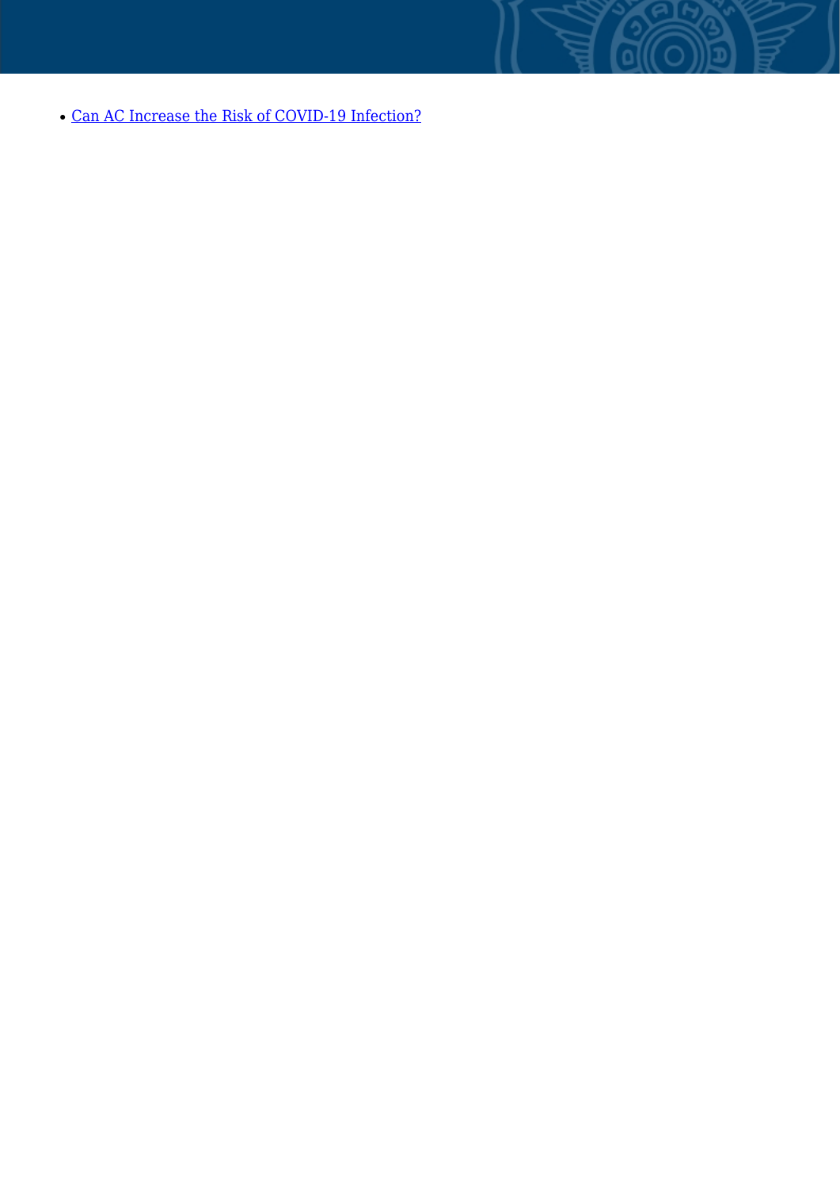- Can AC Increase the Risk of COVID-19 Infection?